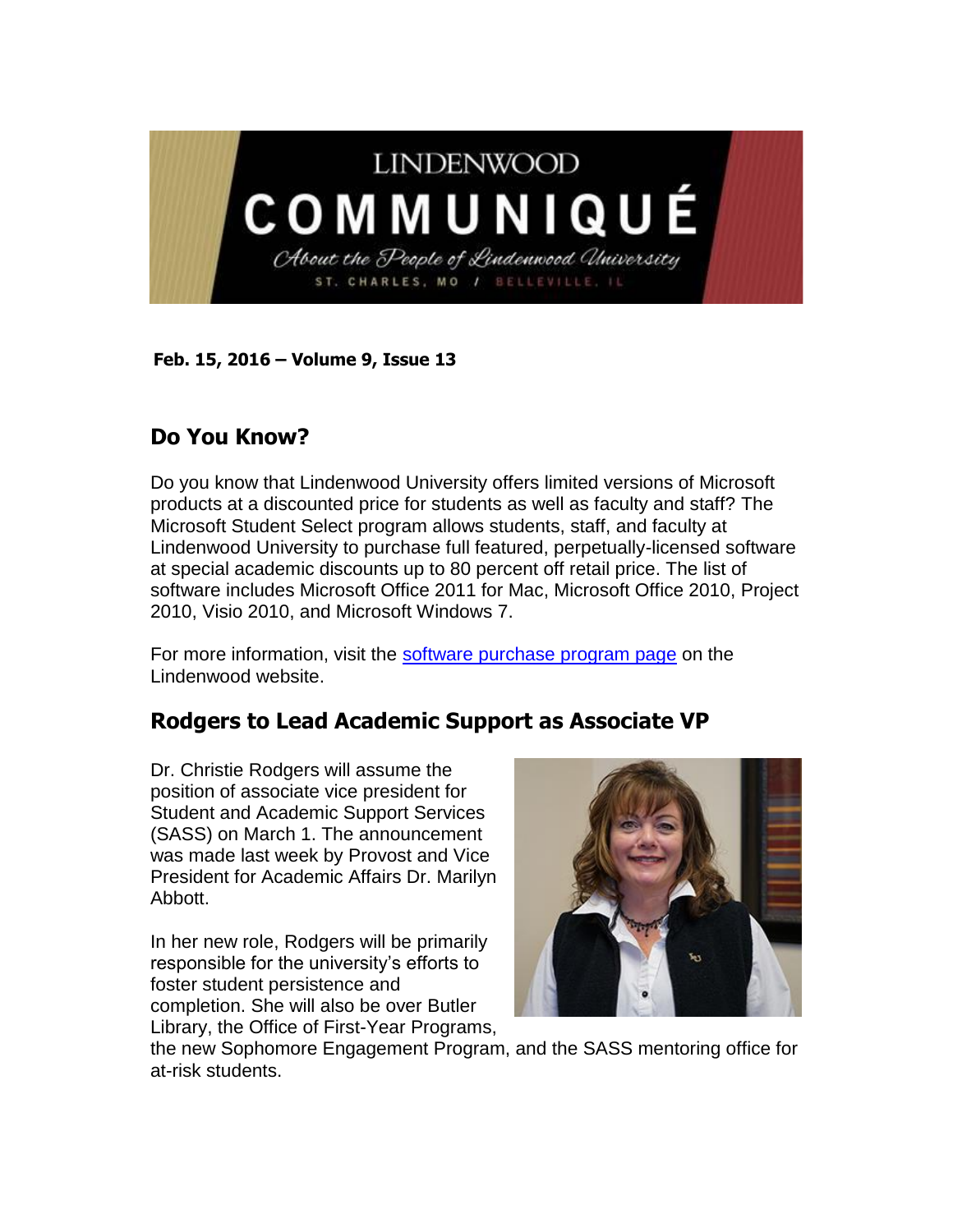# LINDENWOOD COMMUNIQUÉ

*About the People of Lindenwood University*

ST. CHARLES, MO / BELLEVILLE, IL

**Feb. 15, 2016 – Volume 9, Issue 13**

## Do You Know?

Do you know that Lindenwood University offers limited versions of Microsoft products at a discounted price for students as well as faculty and staff? The Microsoft Student Select program allows students, staff, and faculty at Lindenwood University to purchase full featured, perpetually-licensed software at special academic discounts up to 80 percent off retail price. The list of software includes Microsoft Office 2011 for Mac, Microsoft Office 2010, Project 2010, Visio 2010, and Microsoft Windows 7.

For more information, visit the software purchase program page on the Lindenwood website.

## Rodgers to Lead Academic Support as Associate VP

Dr. Christie Rodgers will assume the position of associate vice president for Student and Academic Support Services (SASS) on March 1. The announcement was made last week by Provost and Vice President for Academic Affairs Dr. Marilyn Abbott.

In her new role, Rodgers will be primarily responsible for the university's efforts to foster student persistence and completion. She will also be over Butler Library, the Office of First-Year Programs, the new Sophomore Engagement Program, and the SASS mentoring office for at-risk students.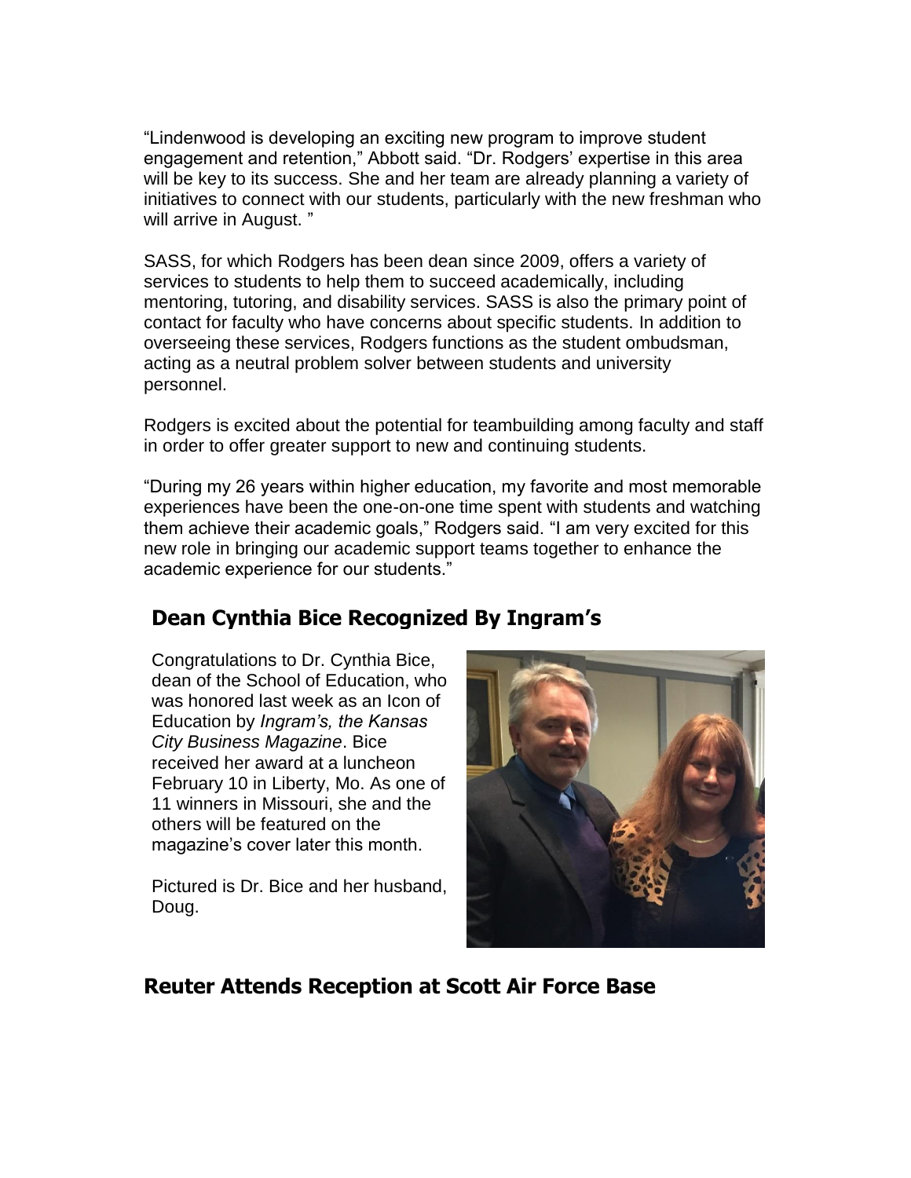"Lindenwood is developing an exciting new program to improve student engagement and retention," Abbott said. "Dr. Rodgers' expertise in this area will be key to its success. She and her team are already planning a variety of initiatives to connect with our students, particularly with the new freshman who will arrive in August. "

SASS, for which Rodgers has been dean since 2009, offers a variety of services to students to help them to succeed academically, including mentoring, tutoring, and disability services. SASS is also the primary point of contact for faculty who have concerns about specific students. In addition to overseeing these services, Rodgers functions as the student ombudsman, acting as a neutral problem solver between students and university personnel.

Rodgers is excited about the potential for teambuilding among faculty and staff in order to offer greater support to new and continuing students.

"During my 26 years within higher education, my favorite and most memorable experiences have been the one-on-one time spent with students and watching them achieve their academic goals," Rodgers said. "I am very excited for this new role in bringing our academic support teams together to enhance the academic experience for our students."

## Dean Cynthia Bice Recognized By Ingram's

Congratulations to Dr. Cynthia Bice, dean of the School of Education, who was honored last week as an Icon of Education by *Ingram's, the Kansas City Business Magazine*. Bice received her award at a luncheon February 10 in Liberty, Mo. As one of 11 winners in Missouri, she and the others will be featured on the magazine's cover later this month.

Pictured is Dr. Bice and her husband, Doug.

## Reuter Attends Reception at Scott Air Force Base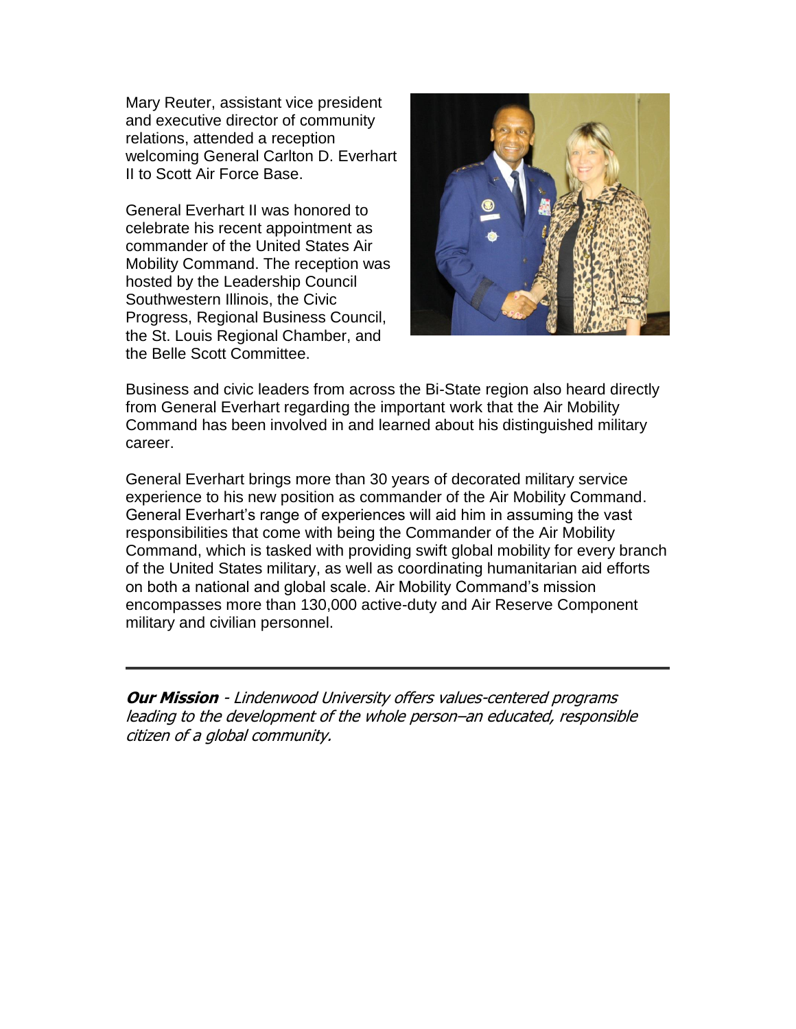Mary Reuter, assistant vice president and executive director of community relations, attended a reception welcoming General Carlton D. Everhart II to Scott Air Force Base.

General Everhart II was honored to celebrate his recent appointment as commander of the United States Air Mobility Command. The reception was hosted by the Leadership Council Southwestern Illinois, the Civic Progress, Regional Business Council, the St. Louis Regional Chamber, and the Belle Scott Committee.

Business and civic leaders from across the Bi-State region also heard directly from General Everhart regarding the important work that the Air Mobility Command has been involved in and learned about his distinguished military career.

General Everhart brings more than 30 years of decorated military service experience to his new position as commander of the Air Mobility Command. General Everhart's range of experiences will aid him in assuming the vast responsibilities that come with being the Commander of the Air Mobility Command, which is tasked with providing swift global mobility for every branch of the United States military, as well as coordinating humanitarian aid efforts on both a national and global scale. Air Mobility Command's mission encompasses more than 130,000 active-duty and Air Reserve Component military and civilian personnel.

---

***Our Mission*** *- Lindenwood University offers values-centered programs leading to the development of the whole person–an educated, responsible citizen of a global community.*